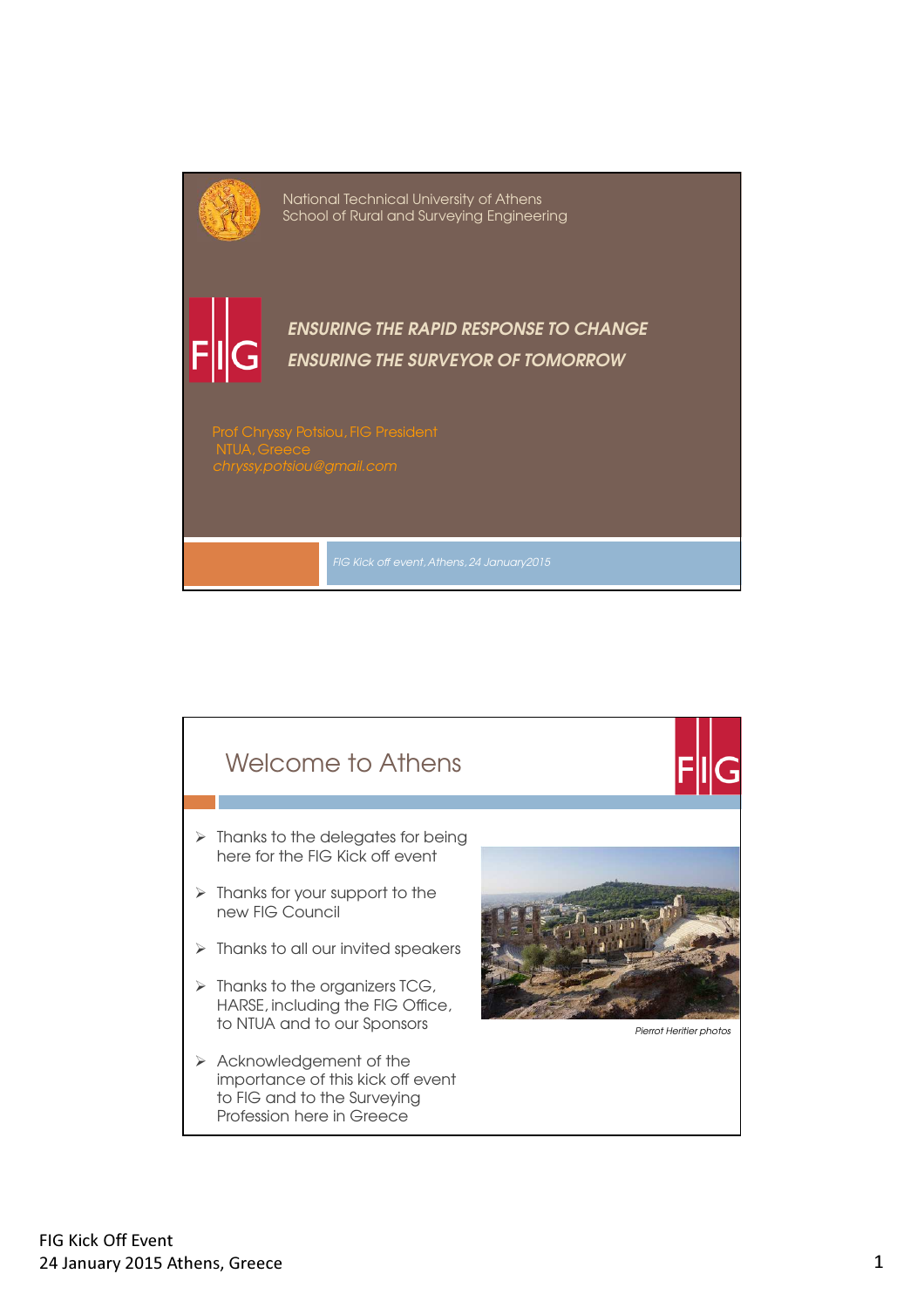National Technical University of Athens
School of Rural and Surveying Engineering

# *ENSURING THE RAPID RESPONSE TO CHANGE*
# *ENSURING THE SURVEYOR OF TOMORROW*

Prof Chryssy Potsiou, FIG President
NTUA, Greece
*chryssy.potsiou@gmail.com*

*FIG Kick off event, Athens, 24 January2015*

## Welcome to Athens

- Thanks to the delegates for being here for the FIG Kick off event
- Thanks for your support to the new FIG Council
- Thanks to all our invited speakers
- Thanks to the organizers TCG, HARSE, including the FIG Office, to NTUA and to our Sponsors
- Acknowledgement of the importance of this kick off event to FIG and to the Surveying Profession here in Greece

*Pierrot Heritier photos*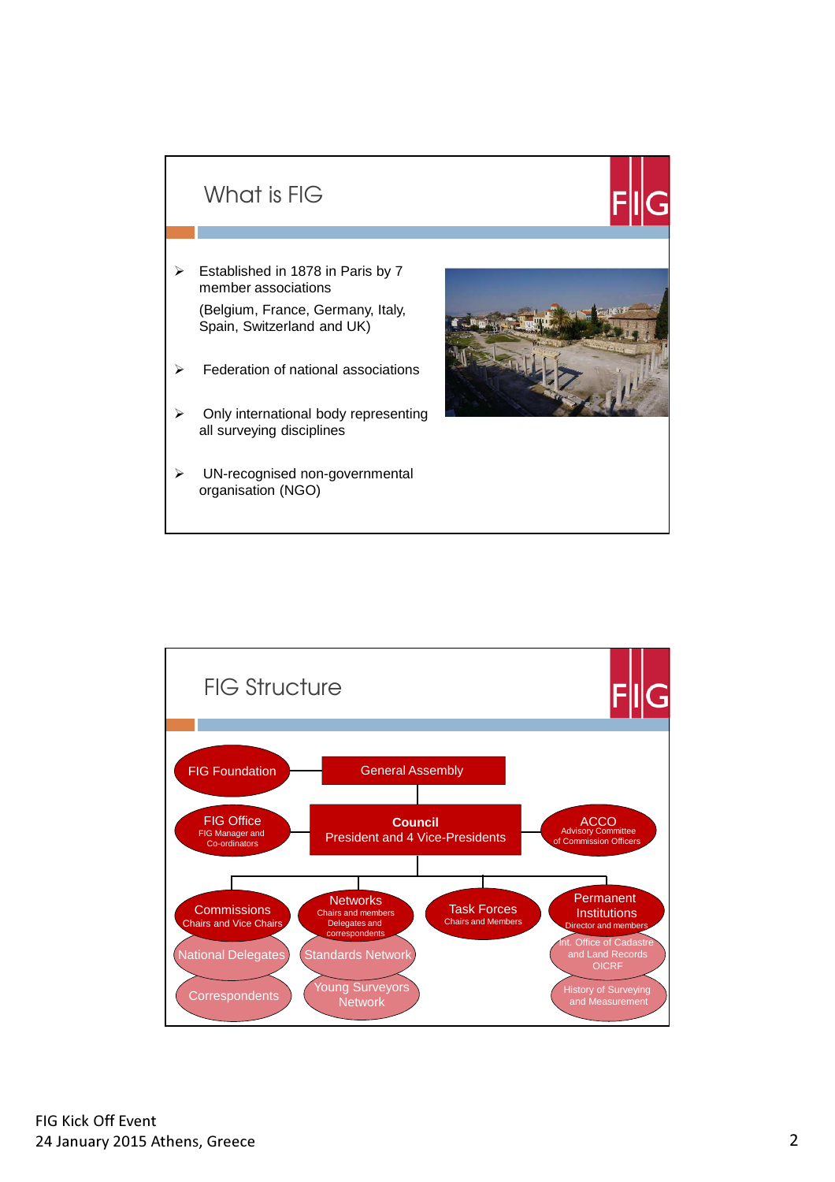## What is FIG

- Established in 1878 in Paris by 7 member associations

  (Belgium, France, Germany, Italy, Spain, Switzerland and UK)

- Federation of national associations

- Only international body representing all surveying disciplines

- UN-recognised non-governmental organisation (NGO)

## FIG Structure

- FIG Foundation
- General Assembly
- FIG Office – FIG Manager and Co-ordinators
- **Council** – President and 4 Vice-Presidents
- ACCO – Advisory Committee of Commission Officers
- Commissions – Chairs and Vice Chairs
  - National Delegates
  - Correspondents
- Networks – Chairs and members, Delegates and correspondents
  - Standards Network
  - Young Surveyors Network
- Task Forces – Chairs and Members
- Permanent Institutions – Director and members
  - Int. Office of Cadastre and Land Records OICRF
  - History of Surveying and Measurement

FIG Kick Off Event
24 January 2015 Athens, Greece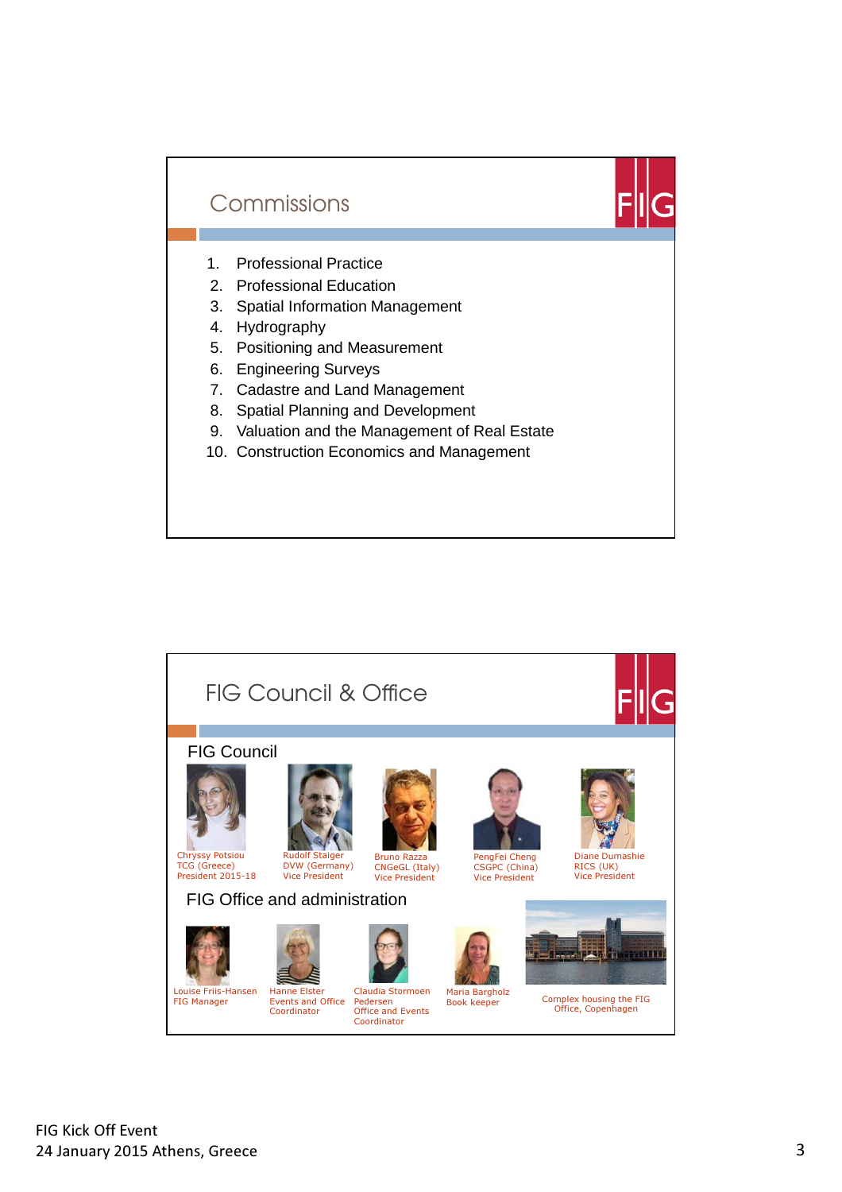## Commissions

1. Professional Practice
2. Professional Education
3. Spatial Information Management
4. Hydrography
5. Positioning and Measurement
6. Engineering Surveys
7. Cadastre and Land Management
8. Spatial Planning and Development
9. Valuation and the Management of Real Estate
10. Construction Economics and Management

## FIG Council & Office

### FIG Council

Chryssy Potsiou
TCG (Greece)
President 2015-18

Rudolf Staiger
DVW (Germany)
Vice President

Bruno Razza
CNGeGL (Italy)
Vice President

PengFei Cheng
CSGPC (China)
Vice President

Diane Dumashie
RICS (UK)
Vice President

### FIG Office and administration

Louise Friis-Hansen
FIG Manager

Hanne Elster
Events and Office Coordinator

Claudia Stormoen Pedersen
Office and Events Coordinator

Maria Bargholz
Book keeper

Complex housing the FIG Office, Copenhagen

FIG Kick Off Event
24 January 2015 Athens, Greece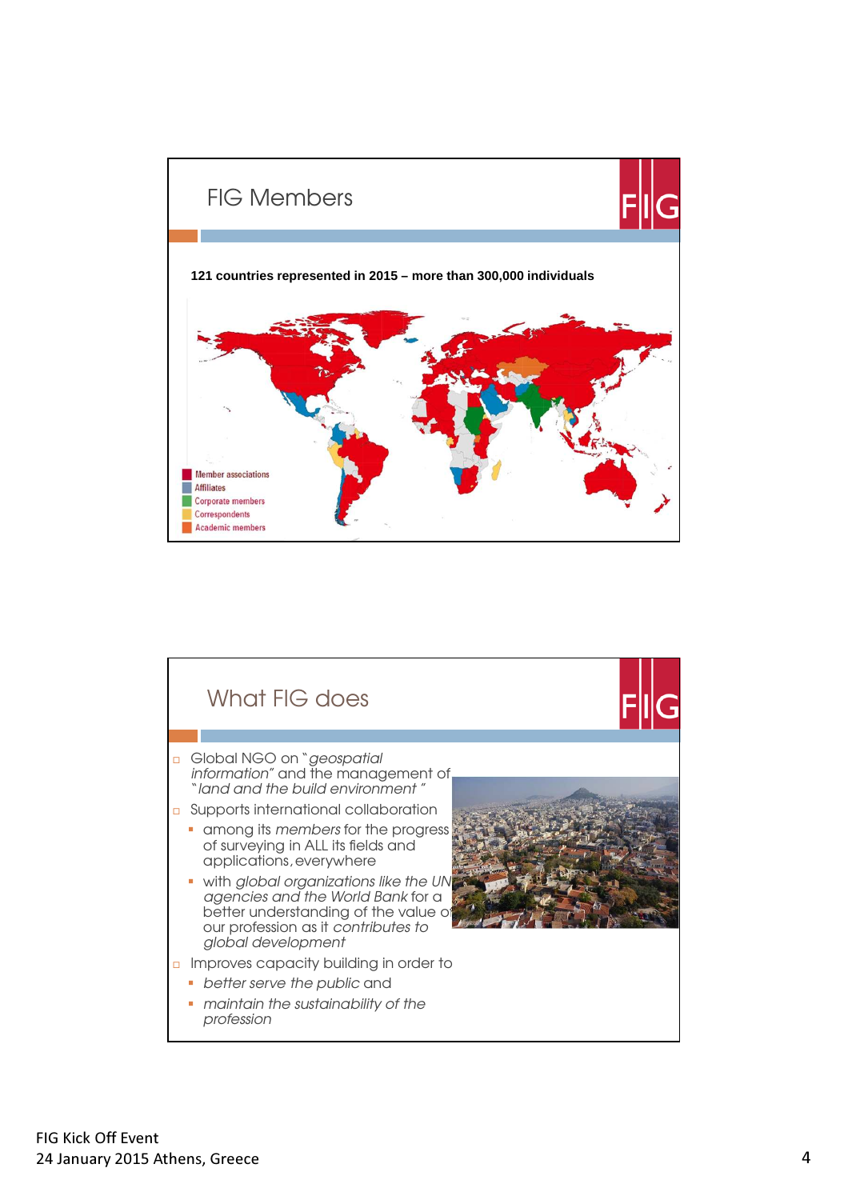## FIG Members

**121 countries represented in 2015 – more than 300,000 individuals**

- Member associations
- Affiliates
- Corporate members
- Correspondents
- Academic members

## What FIG does

- Global NGO on "*geospatial information*" and the management of "*land and the build environment*"
- Supports international collaboration
  - among its *members* for the progress of surveying in ALL its fields and applications, everywhere
  - with *global organizations like the UN agencies and the World Bank* for a better understanding of the value of our profession as it *contributes to global development*
- Improves capacity building in order to
  - *better serve the public* and
  - *maintain the sustainability of the profession*

FIG Kick Off Event
24 January 2015 Athens, Greece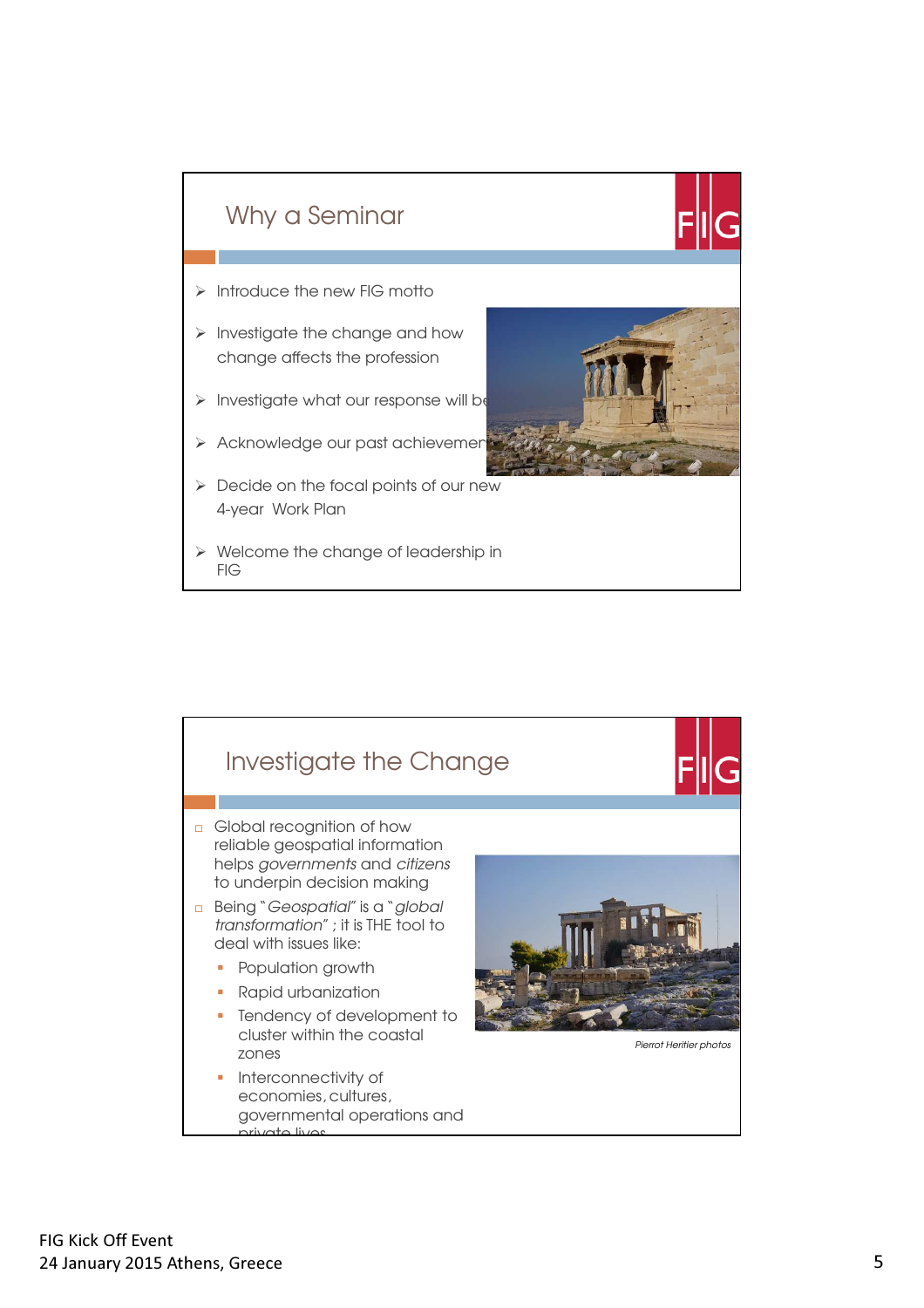## Why a Seminar

- Introduce the new FIG motto
- Investigate the change and how change affects the profession
- Investigate what our response will be
- Acknowledge our past achievements
- Decide on the focal points of our new 4-year Work Plan
- Welcome the change of leadership in FIG

## Investigate the Change

- Global recognition of how reliable geospatial information helps *governments* and *citizens* to underpin decision making
- Being "*Geospatial*" is a "*global transformation*" ; it is THE tool to deal with issues like:
  - Population growth
  - Rapid urbanization
  - Tendency of development to cluster within the coastal zones
  - Interconnectivity of economies, cultures, governmental operations and private lives

*Pierrot Heritier photos*

FIG Kick Off Event
24 January 2015 Athens, Greece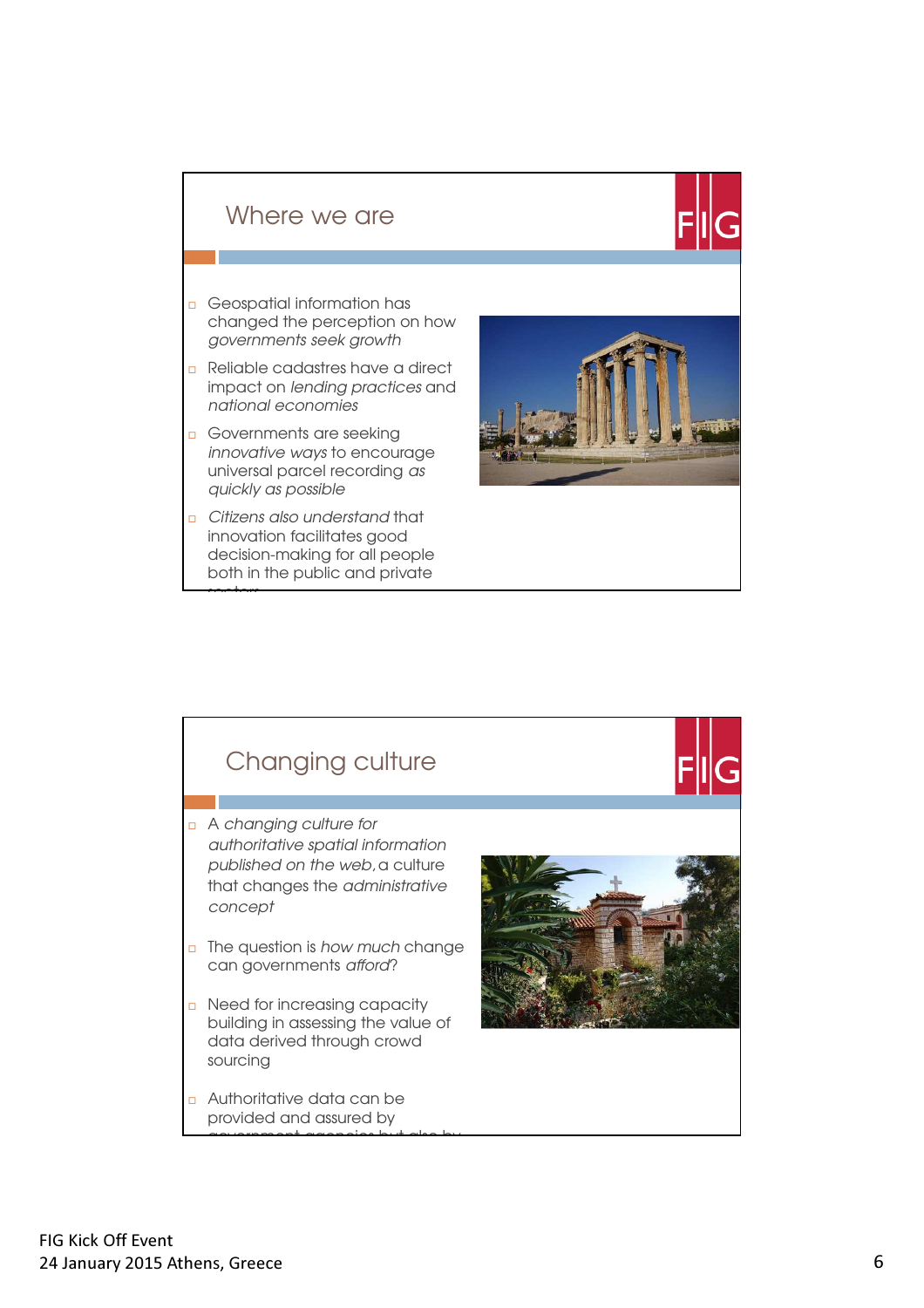## Where we are

- Geospatial information has changed the perception on how *governments seek growth*
- Reliable cadastres have a direct impact on *lending practices* and *national economies*
- Governments are seeking *innovative ways* to encourage universal parcel recording *as quickly as possible*
- *Citizens also understand* that innovation facilitates good decision-making for all people both in the public and private sectors

## Changing culture

- A *changing culture for authoritative spatial information published on the web*, a culture that changes the *administrative concept*
- The question is *how much* change can governments *afford*?
- Need for increasing capacity building in assessing the value of data derived through crowd sourcing
- Authoritative data can be provided and assured by government agencies but also by

FIG Kick Off Event
24 January 2015 Athens, Greece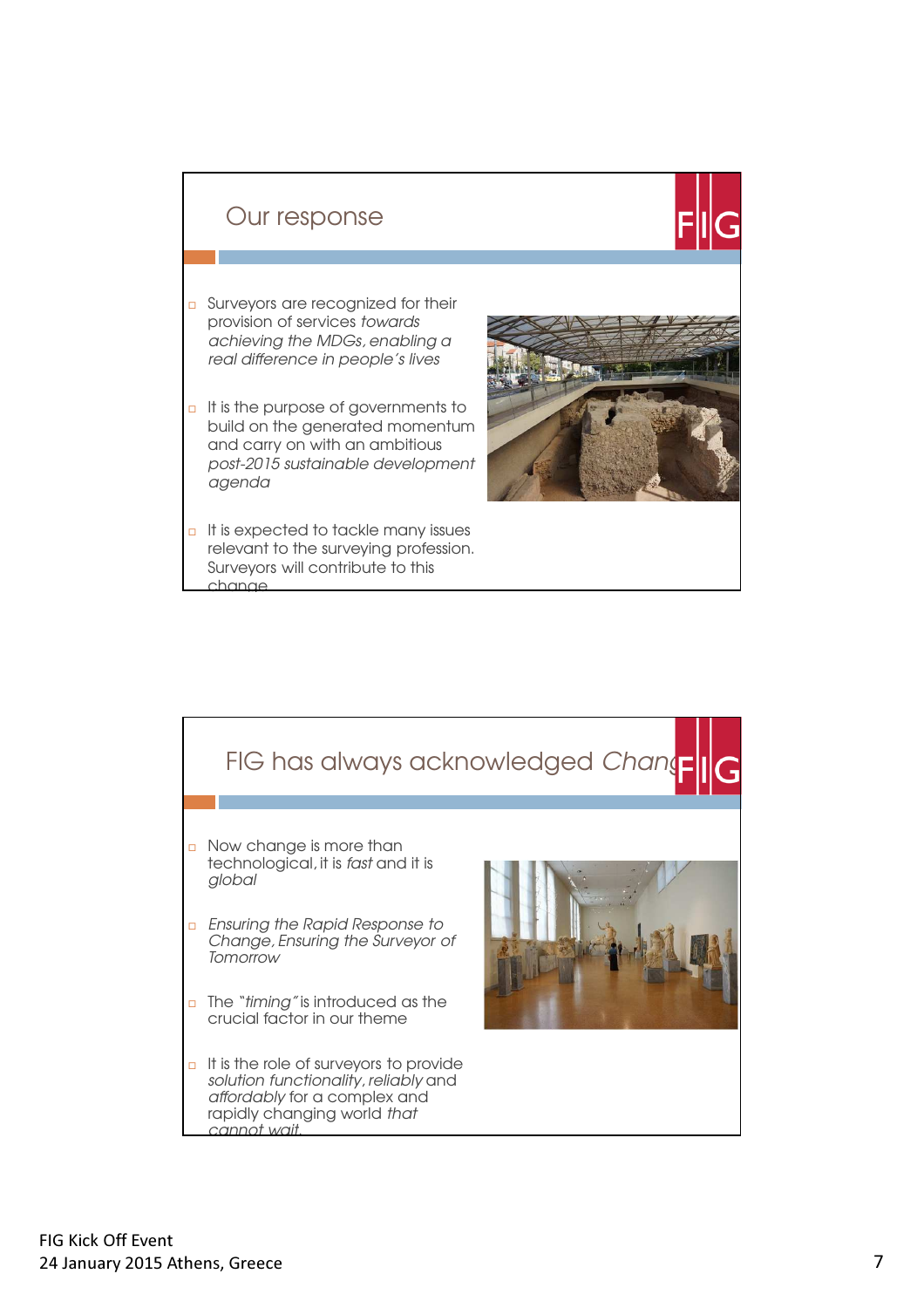## Our response

- Surveyors are recognized for their provision of services *towards achieving the MDGs, enabling a real difference in people's lives*
- It is the purpose of governments to build on the generated momentum and carry on with an ambitious *post-2015 sustainable development agenda*
- It is expected to tackle many issues relevant to the surveying profession. Surveyors will contribute to this change

## FIG has always acknowledged *Chang*

- Now change is more than technological, it is *fast* and it is *global*
- *Ensuring the Rapid Response to Change, Ensuring the Surveyor of Tomorrow*
- The "*timing*" is introduced as the crucial factor in our theme
- It is the role of surveyors to provide *solution functionality*, *reliably* and *affordably* for a complex and rapidly changing world *that cannot wait.*

FIG Kick Off Event
24 January 2015 Athens, Greece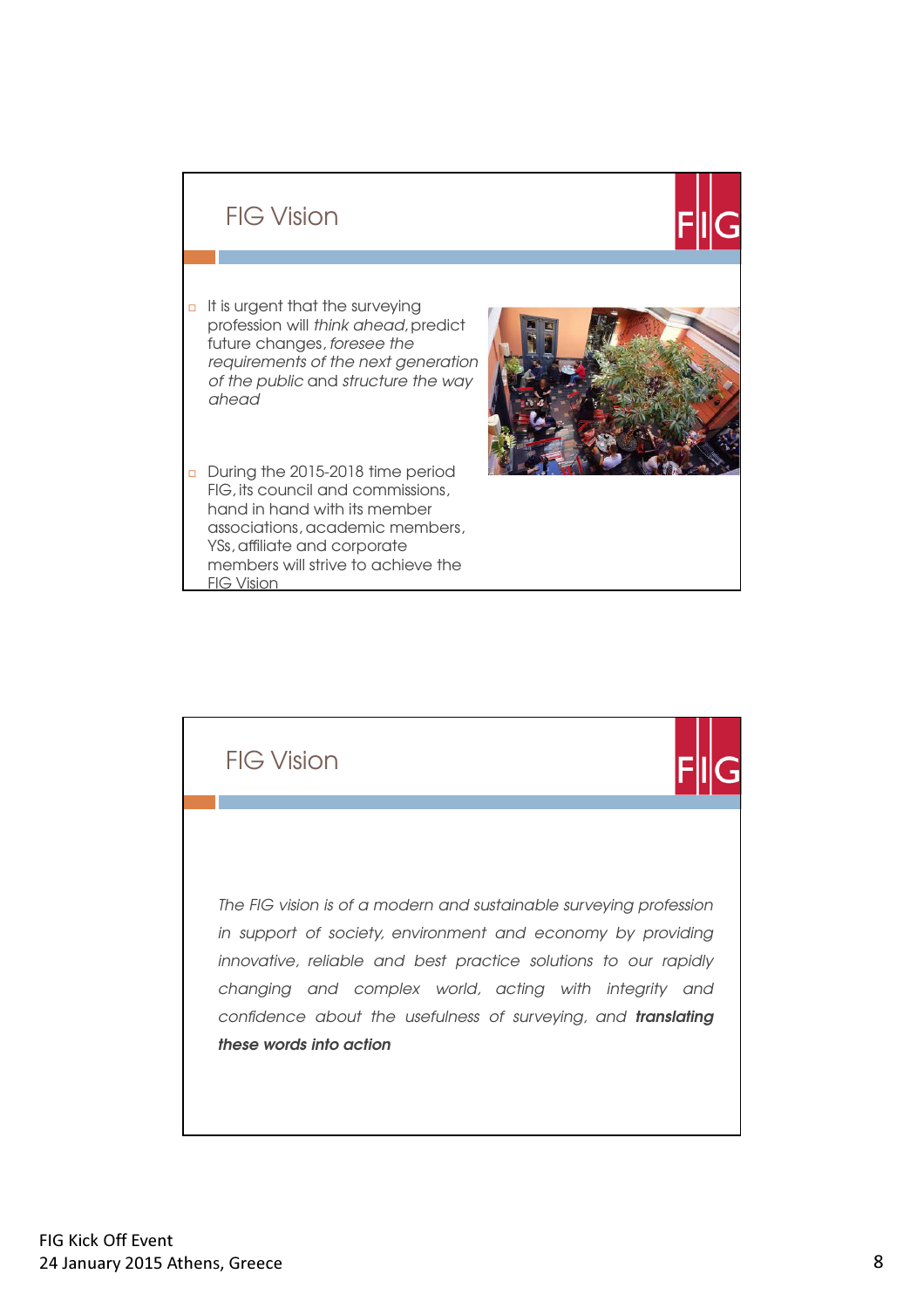## FIG Vision

- It is urgent that the surveying profession will *think ahead*, predict future changes, *foresee the requirements of the next generation of the public* and *structure the way ahead*
- During the 2015-2018 time period FIG, its council and commissions, hand in hand with its member associations, academic members, YSs, affiliate and corporate members will strive to achieve the FIG Vision

## FIG Vision

*The FIG vision is of a modern and sustainable surveying profession in support of society, environment and economy by providing innovative, reliable and best practice solutions to our rapidly changing and complex world, acting with integrity and confidence about the usefulness of surveying, and* ***translating these words into action***

FIG Kick Off Event
24 January 2015 Athens, Greece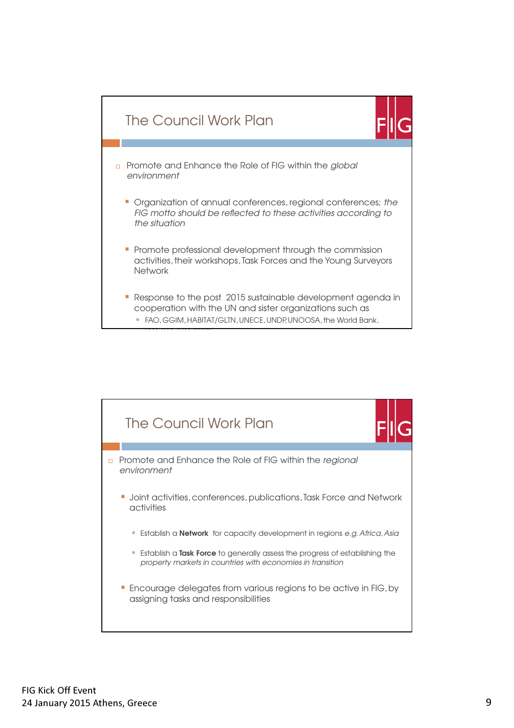## The Council Work Plan

- Promote and Enhance the Role of FIG within the *global environment*
  - Organization of annual conferences, regional conferences; *the FIG motto should be reflected to these activities according to the situation*
  - Promote professional development through the commission activities, their workshops, Task Forces and the Young Surveyors Network
  - Response to the post 2015 sustainable development agenda in cooperation with the UN and sister organizations such as
    - FAO, GGIM, HABITAT/GLTN, UNECE, UNDP, UNOOSA, the World Bank,

## The Council Work Plan

- Promote and Enhance the Role of FIG within the *regional environment*
  - Joint activities, conferences, publications, Task Force and Network activities
    - Establish a **Network** for capacity development in regions *e.g. Africa, Asia*
    - Establish a **Task Force** to generally assess the progress of establishing the *property markets in countries with economies in transition*
  - Encourage delegates from various regions to be active in FIG, by assigning tasks and responsibilities

FIG Kick Off Event
24 January 2015 Athens, Greece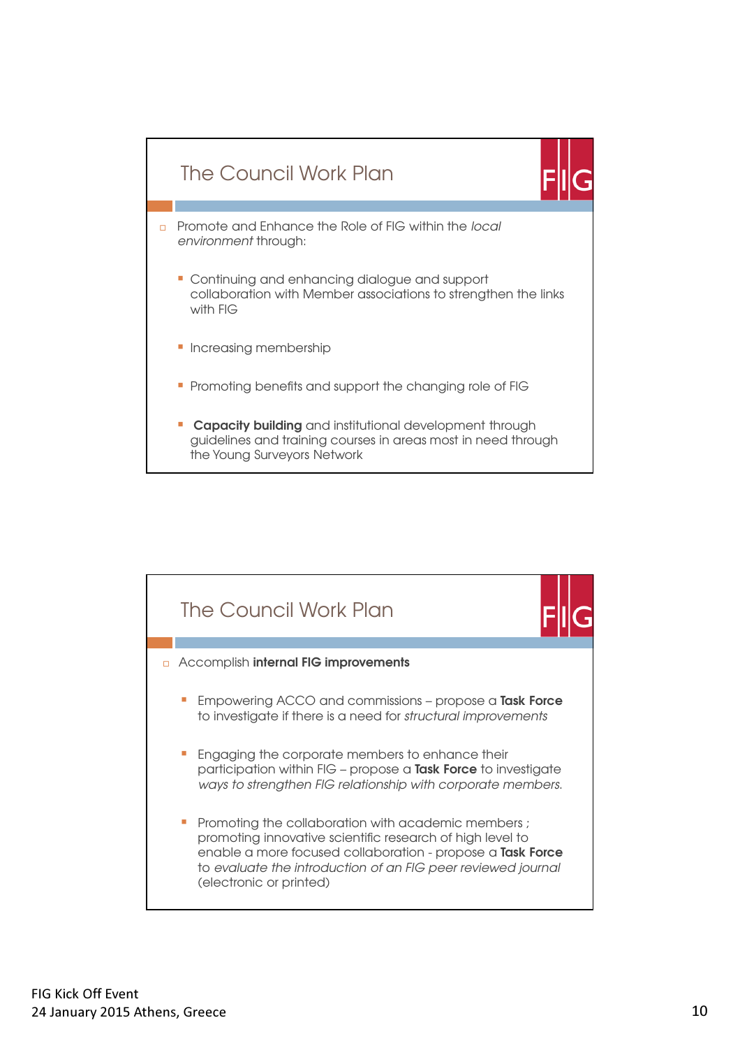## The Council Work Plan

- Promote and Enhance the Role of FIG within the *local environment* through:
  - Continuing and enhancing dialogue and support collaboration with Member associations to strengthen the links with FIG
  - Increasing membership
  - Promoting benefits and support the changing role of FIG
  - **Capacity building** and institutional development through guidelines and training courses in areas most in need through the Young Surveyors Network

## The Council Work Plan

- Accomplish **internal FIG improvements**
  - Empowering ACCO and commissions – propose a **Task Force** to investigate if there is a need for *structural improvements*
  - Engaging the corporate members to enhance their participation within FIG – propose a **Task Force** to investigate *ways to strengthen FIG relationship with corporate members.*
  - Promoting the collaboration with academic members ; promoting innovative scientific research of high level to enable a more focused collaboration - propose a **Task Force** to *evaluate the introduction of an FIG peer reviewed journal* (electronic or printed)

FIG Kick Off Event
24 January 2015 Athens, Greece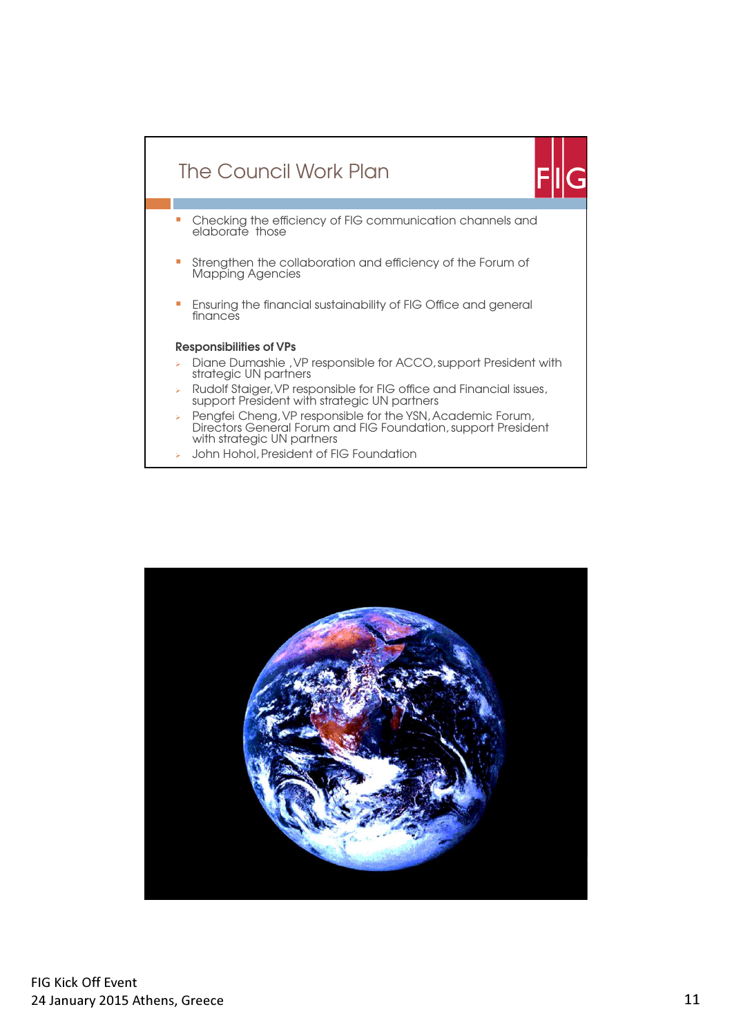## The Council Work Plan

- Checking the efficiency of FIG communication channels and elaborate those
- Strengthen the collaboration and efficiency of the Forum of Mapping Agencies
- Ensuring the financial sustainability of FIG Office and general finances

**Responsibilities of VPs**

- Diane Dumashie , VP responsible for ACCO, support President with strategic UN partners
- Rudolf Staiger, VP responsible for FIG office and Financial issues, support President with strategic UN partners
- Pengfei Cheng, VP responsible for the YSN, Academic Forum, Directors General Forum and FIG Foundation, support President with strategic UN partners
- John Hohol, President of FIG Foundation

FIG Kick Off Event
24 January 2015 Athens, Greece